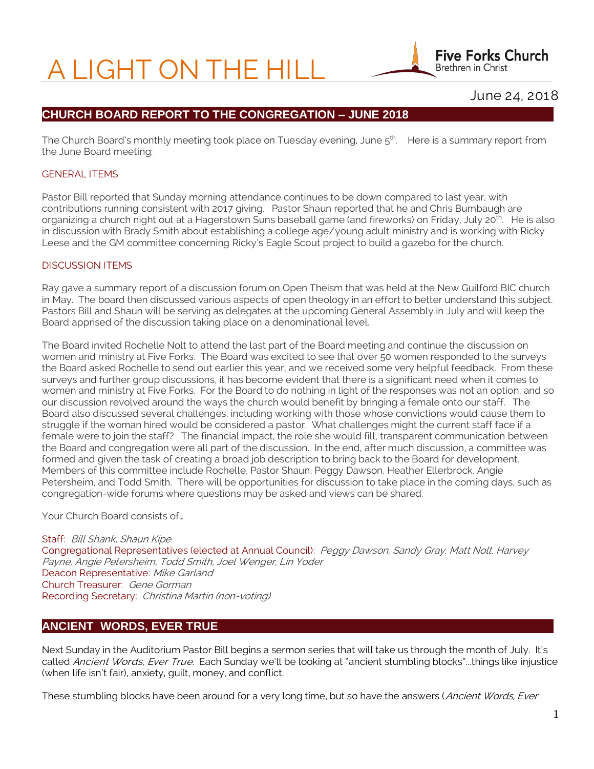# A LIGHT ON THE HILL

Five Forks Church
Brethren in Christ

June 24, 2018

## CHURCH BOARD REPORT TO THE CONGREGATION – JUNE 2018

The Church Board's monthly meeting took place on Tuesday evening, June 5th. Here is a summary report from the June Board meeting:

### GENERAL ITEMS

Pastor Bill reported that Sunday morning attendance continues to be down compared to last year, with contributions running consistent with 2017 giving. Pastor Shaun reported that he and Chris Bumbaugh are organizing a church night out at a Hagerstown Suns baseball game (and fireworks) on Friday, July 20th. He is also in discussion with Brady Smith about establishing a college age/young adult ministry and is working with Ricky Leese and the GM committee concerning Ricky's Eagle Scout project to build a gazebo for the church.

### DISCUSSION ITEMS

Ray gave a summary report of a discussion forum on Open Theism that was held at the New Guilford BIC church in May. The board then discussed various aspects of open theology in an effort to better understand this subject. Pastors Bill and Shaun will be serving as delegates at the upcoming General Assembly in July and will keep the Board apprised of the discussion taking place on a denominational level.

The Board invited Rochelle Nolt to attend the last part of the Board meeting and continue the discussion on women and ministry at Five Forks. The Board was excited to see that over 50 women responded to the surveys the Board asked Rochelle to send out earlier this year, and we received some very helpful feedback. From these surveys and further group discussions, it has become evident that there is a significant need when it comes to women and ministry at Five Forks. For the Board to do nothing in light of the responses was not an option, and so our discussion revolved around the ways the church would benefit by bringing a female onto our staff. The Board also discussed several challenges, including working with those whose convictions would cause them to struggle if the woman hired would be considered a pastor. What challenges might the current staff face if a female were to join the staff? The financial impact, the role she would fill, transparent communication between the Board and congregation were all part of the discussion. In the end, after much discussion, a committee was formed and given the task of creating a broad job description to bring back to the Board for development. Members of this committee include Rochelle, Pastor Shaun, Peggy Dawson, Heather Ellerbrock, Angie Petersheim, and Todd Smith. There will be opportunities for discussion to take place in the coming days, such as congregation-wide forums where questions may be asked and views can be shared.

Your Church Board consists of…

Staff: *Bill Shank, Shaun Kipe*
Congregational Representatives (elected at Annual Council): *Peggy Dawson, Sandy Gray, Matt Nolt, Harvey Payne, Angie Petersheim, Todd Smith, Joel Wenger, Lin Yoder*
Deacon Representative: *Mike Garland*
Church Treasurer: *Gene Gorman*
Recording Secretary: *Christina Martin (non-voting)*

## ANCIENT WORDS, EVER TRUE

Next Sunday in the Auditorium Pastor Bill begins a sermon series that will take us through the month of July. It's called *Ancient Words, Ever True*. Each Sunday we'll be looking at "ancient stumbling blocks"…things like injustice (when life isn't fair), anxiety, guilt, money, and conflict.

These stumbling blocks have been around for a very long time, but so have the answers (*Ancient Words, Ever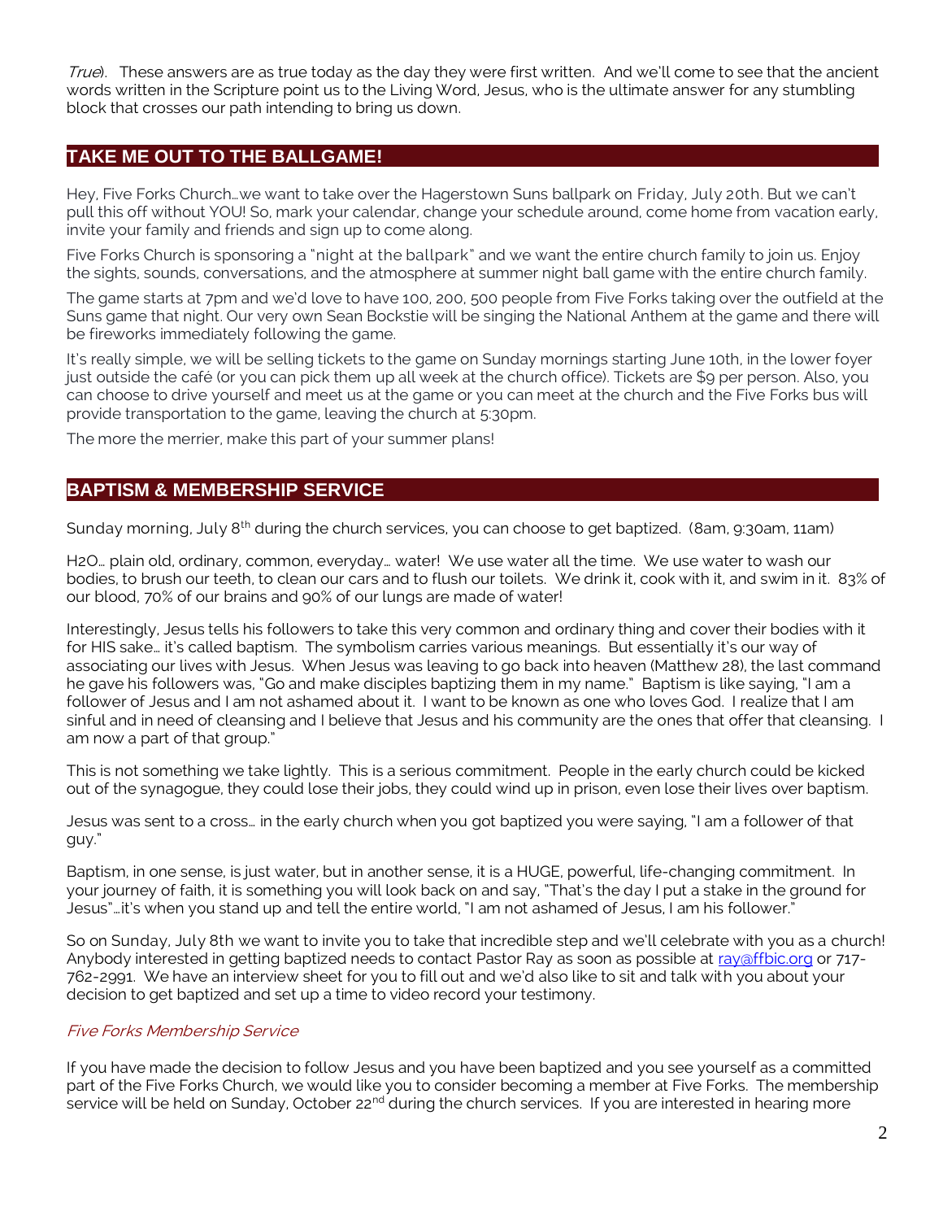*True*). These answers are as true today as the day they were first written. And we'll come to see that the ancient words written in the Scripture point us to the Living Word, Jesus, who is the ultimate answer for any stumbling block that crosses our path intending to bring us down.

## TAKE ME OUT TO THE BALLGAME!

Hey, Five Forks Church…we want to take over the Hagerstown Suns ballpark on Friday, July 20th. But we can't pull this off without YOU! So, mark your calendar, change your schedule around, come home from vacation early, invite your family and friends and sign up to come along.

Five Forks Church is sponsoring a "night at the ballpark" and we want the entire church family to join us. Enjoy the sights, sounds, conversations, and the atmosphere at summer night ball game with the entire church family.

The game starts at 7pm and we'd love to have 100, 200, 500 people from Five Forks taking over the outfield at the Suns game that night. Our very own Sean Bockstie will be singing the National Anthem at the game and there will be fireworks immediately following the game.

It's really simple, we will be selling tickets to the game on Sunday mornings starting June 10th, in the lower foyer just outside the café (or you can pick them up all week at the church office). Tickets are $9 per person. Also, you can choose to drive yourself and meet us at the game or you can meet at the church and the Five Forks bus will provide transportation to the game, leaving the church at 5:30pm.

The more the merrier, make this part of your summer plans!

## BAPTISM & MEMBERSHIP SERVICE

Sunday morning, July 8th during the church services, you can choose to get baptized. (8am, 9:30am, 11am)

H2O… plain old, ordinary, common, everyday… water! We use water all the time. We use water to wash our bodies, to brush our teeth, to clean our cars and to flush our toilets. We drink it, cook with it, and swim in it. 83% of our blood, 70% of our brains and 90% of our lungs are made of water!

Interestingly, Jesus tells his followers to take this very common and ordinary thing and cover their bodies with it for HIS sake… it's called baptism. The symbolism carries various meanings. But essentially it's our way of associating our lives with Jesus. When Jesus was leaving to go back into heaven (Matthew 28), the last command he gave his followers was, "Go and make disciples baptizing them in my name." Baptism is like saying, "I am a follower of Jesus and I am not ashamed about it. I want to be known as one who loves God. I realize that I am sinful and in need of cleansing and I believe that Jesus and his community are the ones that offer that cleansing. I am now a part of that group."

This is not something we take lightly. This is a serious commitment. People in the early church could be kicked out of the synagogue, they could lose their jobs, they could wind up in prison, even lose their lives over baptism.

Jesus was sent to a cross… in the early church when you got baptized you were saying, "I am a follower of that guy."

Baptism, in one sense, is just water, but in another sense, it is a HUGE, powerful, life-changing commitment. In your journey of faith, it is something you will look back on and say, "That's the day I put a stake in the ground for Jesus"…it's when you stand up and tell the entire world, "I am not ashamed of Jesus, I am his follower."

So on Sunday, July 8th we want to invite you to take that incredible step and we'll celebrate with you as a church! Anybody interested in getting baptized needs to contact Pastor Ray as soon as possible at ray@ffbic.org or 717-762-2991. We have an interview sheet for you to fill out and we'd also like to sit and talk with you about your decision to get baptized and set up a time to video record your testimony.

*Five Forks Membership Service*

If you have made the decision to follow Jesus and you have been baptized and you see yourself as a committed part of the Five Forks Church, we would like you to consider becoming a member at Five Forks. The membership service will be held on Sunday, October 22nd during the church services. If you are interested in hearing more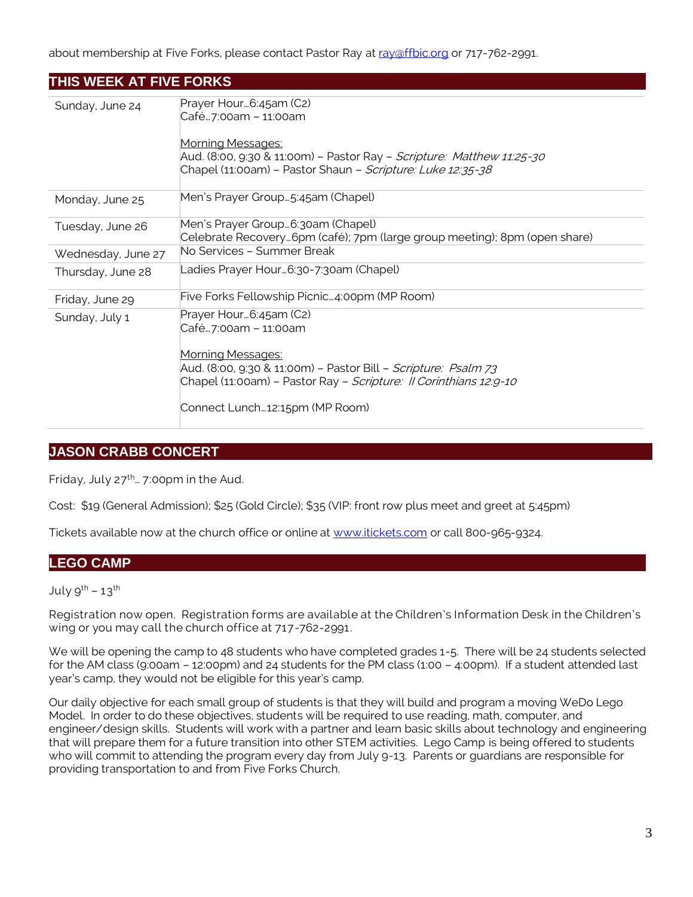about membership at Five Forks, please contact Pastor Ray at ray@ffbic.org or 717-762-2991.

## THIS WEEK AT FIVE FORKS

| | |
|---|---|
| Sunday, June 24 | Prayer Hour…6:45am (C2)<br>Café…7:00am – 11:00am<br><br>Morning Messages:<br>Aud. (8:00, 9:30 & 11:00m) – Pastor Ray – *Scripture: Matthew 11:25-30*<br>Chapel (11:00am) – Pastor Shaun – *Scripture: Luke 12:35-38* |
| Monday, June 25 | Men's Prayer Group…5:45am (Chapel) |
| Tuesday, June 26 | Men's Prayer Group…6:30am (Chapel)<br>Celebrate Recovery…6pm (café); 7pm (large group meeting); 8pm (open share) |
| Wednesday, June 27 | No Services – Summer Break |
| Thursday, June 28 | Ladies Prayer Hour…6:30-7:30am (Chapel) |
| Friday, June 29 | Five Forks Fellowship Picnic…4:00pm (MP Room) |
| Sunday, July 1 | Prayer Hour…6:45am (C2)<br>Café…7:00am – 11:00am<br><br>Morning Messages:<br>Aud. (8:00, 9:30 & 11:00m) – Pastor Bill – *Scripture: Psalm 73*<br>Chapel (11:00am) – Pastor Ray – *Scripture: II Corinthians 12:9-10*<br><br>Connect Lunch…12:15pm (MP Room) |

## JASON CRABB CONCERT

Friday, July 27th… 7:00pm in the Aud.

Cost: $19 (General Admission); $25 (Gold Circle); $35 (VIP: front row plus meet and greet at 5:45pm)

Tickets available now at the church office or online at www.itickets.com or call 800-965-9324.

## LEGO CAMP

July 9th – 13th

Registration now open. Registration forms are available at the Children's Information Desk in the Children's wing or you may call the church office at 717-762-2991.

We will be opening the camp to 48 students who have completed grades 1-5. There will be 24 students selected for the AM class (9:00am – 12:00pm) and 24 students for the PM class (1:00 – 4:00pm). If a student attended last year's camp, they would not be eligible for this year's camp.

Our daily objective for each small group of students is that they will build and program a moving WeDo Lego Model. In order to do these objectives, students will be required to use reading, math, computer, and engineer/design skills. Students will work with a partner and learn basic skills about technology and engineering that will prepare them for a future transition into other STEM activities. Lego Camp is being offered to students who will commit to attending the program every day from July 9-13. Parents or guardians are responsible for providing transportation to and from Five Forks Church.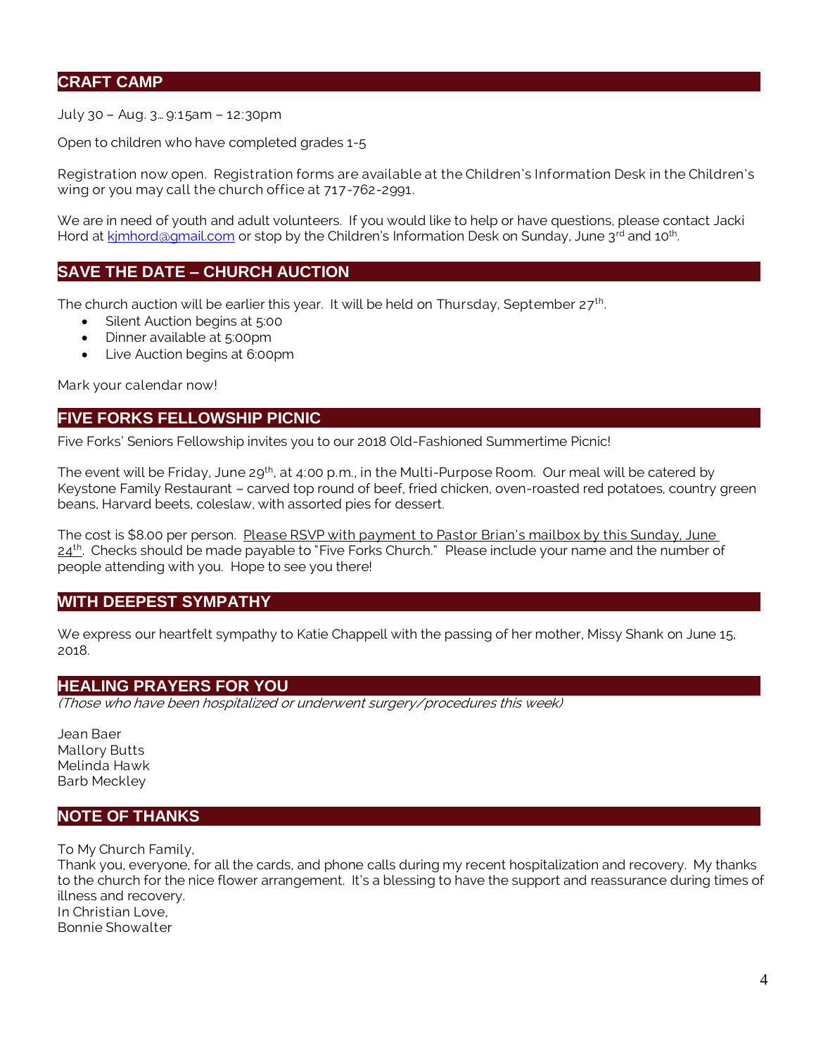## CRAFT CAMP

July 30 – Aug. 3… 9:15am – 12:30pm

Open to children who have completed grades 1-5

Registration now open. Registration forms are available at the Children's Information Desk in the Children's wing or you may call the church office at 717-762-2991.

We are in need of youth and adult volunteers. If you would like to help or have questions, please contact Jacki Hord at kjmhord@gmail.com or stop by the Children's Information Desk on Sunday, June 3rd and 10th.

## SAVE THE DATE – CHURCH AUCTION

The church auction will be earlier this year. It will be held on Thursday, September 27th.

- Silent Auction begins at 5:00
- Dinner available at 5:00pm
- Live Auction begins at 6:00pm

Mark your calendar now!

## FIVE FORKS FELLOWSHIP PICNIC

Five Forks' Seniors Fellowship invites you to our 2018 Old-Fashioned Summertime Picnic!

The event will be Friday, June 29th, at 4:00 p.m., in the Multi-Purpose Room. Our meal will be catered by Keystone Family Restaurant – carved top round of beef, fried chicken, oven-roasted red potatoes, country green beans, Harvard beets, coleslaw, with assorted pies for dessert.

The cost is $8.00 per person. Please RSVP with payment to Pastor Brian's mailbox by this Sunday, June 24th. Checks should be made payable to "Five Forks Church." Please include your name and the number of people attending with you. Hope to see you there!

## WITH DEEPEST SYMPATHY

We express our heartfelt sympathy to Katie Chappell with the passing of her mother, Missy Shank on June 15, 2018.

## HEALING PRAYERS FOR YOU

*(Those who have been hospitalized or underwent surgery/procedures this week)*

Jean Baer
Mallory Butts
Melinda Hawk
Barb Meckley

## NOTE OF THANKS

To My Church Family,
Thank you, everyone, for all the cards, and phone calls during my recent hospitalization and recovery. My thanks to the church for the nice flower arrangement. It's a blessing to have the support and reassurance during times of illness and recovery.
In Christian Love,
Bonnie Showalter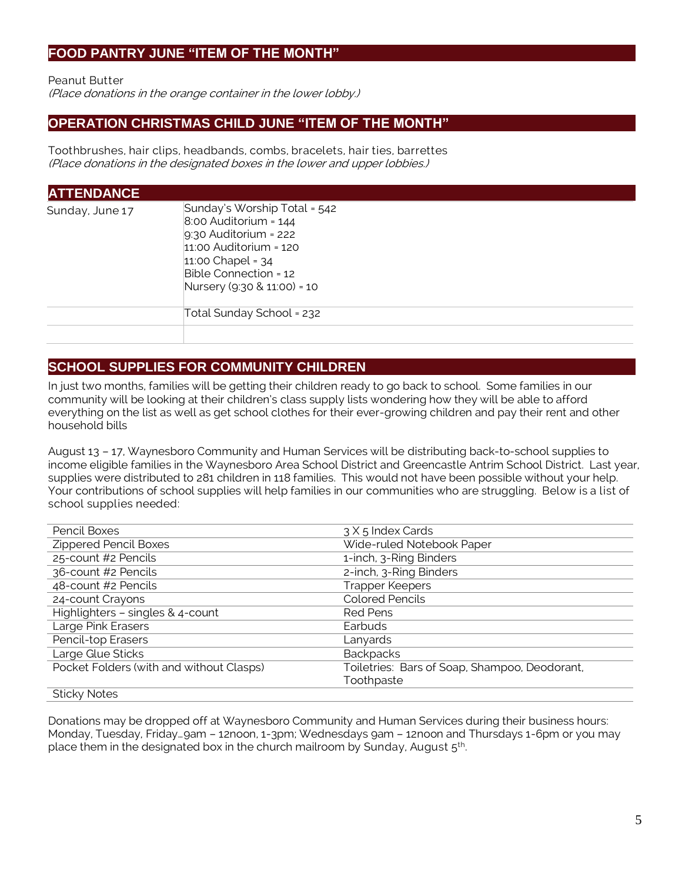## FOOD PANTRY JUNE "ITEM OF THE MONTH"

Peanut Butter
*(Place donations in the orange container in the lower lobby.)*

## OPERATION CHRISTMAS CHILD JUNE "ITEM OF THE MONTH"

Toothbrushes, hair clips, headbands, combs, bracelets, hair ties, barrettes
*(Place donations in the designated boxes in the lower and upper lobbies.)*

## ATTENDANCE

| | |
|---|---|
| Sunday, June 17 | Sunday's Worship Total = 542<br>8:00 Auditorium = 144<br>9:30 Auditorium = 222<br>11:00 Auditorium = 120<br>11:00 Chapel = 34<br>Bible Connection = 12<br>Nursery (9:30 & 11:00) = 10 |
| | Total Sunday School = 232 |
| | |

## SCHOOL SUPPLIES FOR COMMUNITY CHILDREN

In just two months, families will be getting their children ready to go back to school. Some families in our community will be looking at their children's class supply lists wondering how they will be able to afford everything on the list as well as get school clothes for their ever-growing children and pay their rent and other household bills

August 13 – 17, Waynesboro Community and Human Services will be distributing back-to-school supplies to income eligible families in the Waynesboro Area School District and Greencastle Antrim School District. Last year, supplies were distributed to 281 children in 118 families. This would not have been possible without your help. Your contributions of school supplies will help families in our communities who are struggling. Below is a list of school supplies needed:

| | |
|---|---|
| Pencil Boxes | 3 X 5 Index Cards |
| Zippered Pencil Boxes | Wide-ruled Notebook Paper |
| 25-count #2 Pencils | 1-inch, 3-Ring Binders |
| 36-count #2 Pencils | 2-inch, 3-Ring Binders |
| 48-count #2 Pencils | Trapper Keepers |
| 24-count Crayons | Colored Pencils |
| Highlighters – singles & 4-count | Red Pens |
| Large Pink Erasers | Earbuds |
| Pencil-top Erasers | Lanyards |
| Large Glue Sticks | Backpacks |
| Pocket Folders (with and without Clasps) | Toiletries: Bars of Soap, Shampoo, Deodorant, Toothpaste |
| Sticky Notes | |

Donations may be dropped off at Waynesboro Community and Human Services during their business hours: Monday, Tuesday, Friday…9am – 12noon, 1-3pm; Wednesdays 9am – 12noon and Thursdays 1-6pm or you may place them in the designated box in the church mailroom by Sunday, August 5th.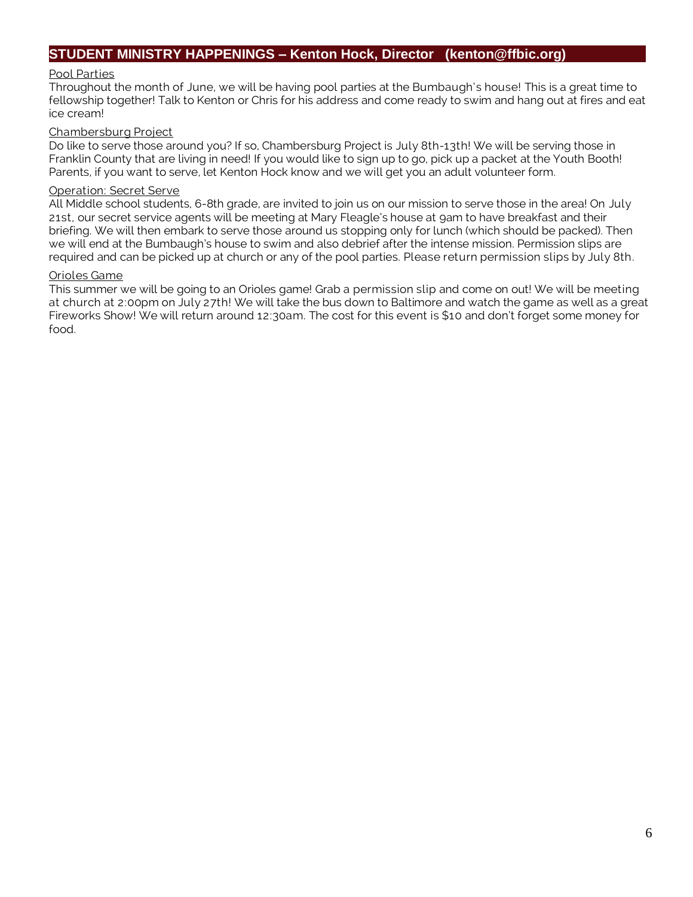## STUDENT MINISTRY HAPPENINGS – Kenton Hock, Director (kenton@ffbic.org)

Pool Parties

Throughout the month of June, we will be having pool parties at the Bumbaugh's house! This is a great time to fellowship together! Talk to Kenton or Chris for his address and come ready to swim and hang out at fires and eat ice cream!

Chambersburg Project

Do like to serve those around you? If so, Chambersburg Project is July 8th-13th! We will be serving those in Franklin County that are living in need! If you would like to sign up to go, pick up a packet at the Youth Booth! Parents, if you want to serve, let Kenton Hock know and we will get you an adult volunteer form.

Operation: Secret Serve

All Middle school students, 6-8th grade, are invited to join us on our mission to serve those in the area! On July 21st, our secret service agents will be meeting at Mary Fleagle's house at 9am to have breakfast and their briefing. We will then embark to serve those around us stopping only for lunch (which should be packed). Then we will end at the Bumbaugh's house to swim and also debrief after the intense mission. Permission slips are required and can be picked up at church or any of the pool parties. Please return permission slips by July 8th.

Orioles Game

This summer we will be going to an Orioles game! Grab a permission slip and come on out! We will be meeting at church at 2:00pm on July 27th! We will take the bus down to Baltimore and watch the game as well as a great Fireworks Show! We will return around 12:30am. The cost for this event is $10 and don't forget some money for food.